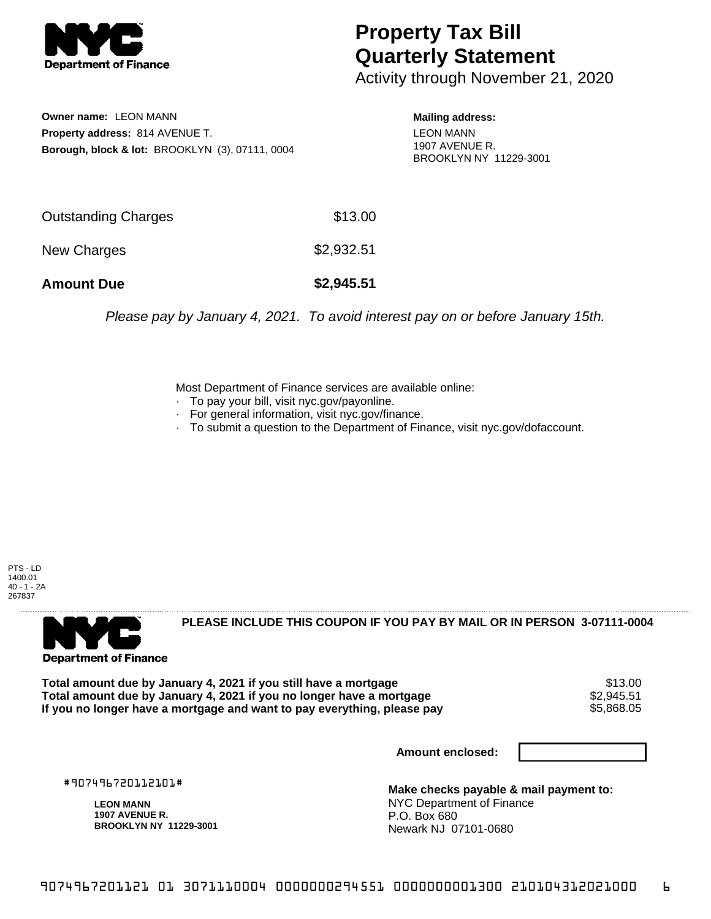# Property Tax Bill Quarterly Statement

Activity through November 21, 2020

**Owner name:** LEON MANN
**Property address:** 814 AVENUE T.
**Borough, block & lot:** BROOKLYN (3), 07111, 0004

**Mailing address:**
LEON MANN
1907 AVENUE R.
BROOKLYN NY 11229-3001

| | |
|---|---|
| Outstanding Charges | $13.00 |
| New Charges | $2,932.51 |
| **Amount Due** | **$2,945.51** |

*Please pay by January 4, 2021. To avoid interest pay on or before January 15th.*

Most Department of Finance services are available online:
- To pay your bill, visit nyc.gov/payonline.
- For general information, visit nyc.gov/finance.
- To submit a question to the Department of Finance, visit nyc.gov/dofaccount.

PTS - LD
1400.01
40 - 1 - 2A
267837

**PLEASE INCLUDE THIS COUPON IF YOU PAY BY MAIL OR IN PERSON 3-07111-0004**

| | |
|---|---|
| **Total amount due by January 4, 2021 if you still have a mortgage** | $13.00 |
| **Total amount due by January 4, 2021 if you no longer have a mortgage** | $2,945.51 |
| **If you no longer have a mortgage and want to pay everything, please pay** | $5,868.05 |

**Amount enclosed:**

#907496720112101#

**LEON MANN**
**1907 AVENUE R.**
**BROOKLYN NY 11229-3001**

**Make checks payable & mail payment to:**
NYC Department of Finance
P.O. Box 680
Newark NJ 07101-0680

9074967201121 01 3071110004 0000000294551 0000000001300 210104312021000 6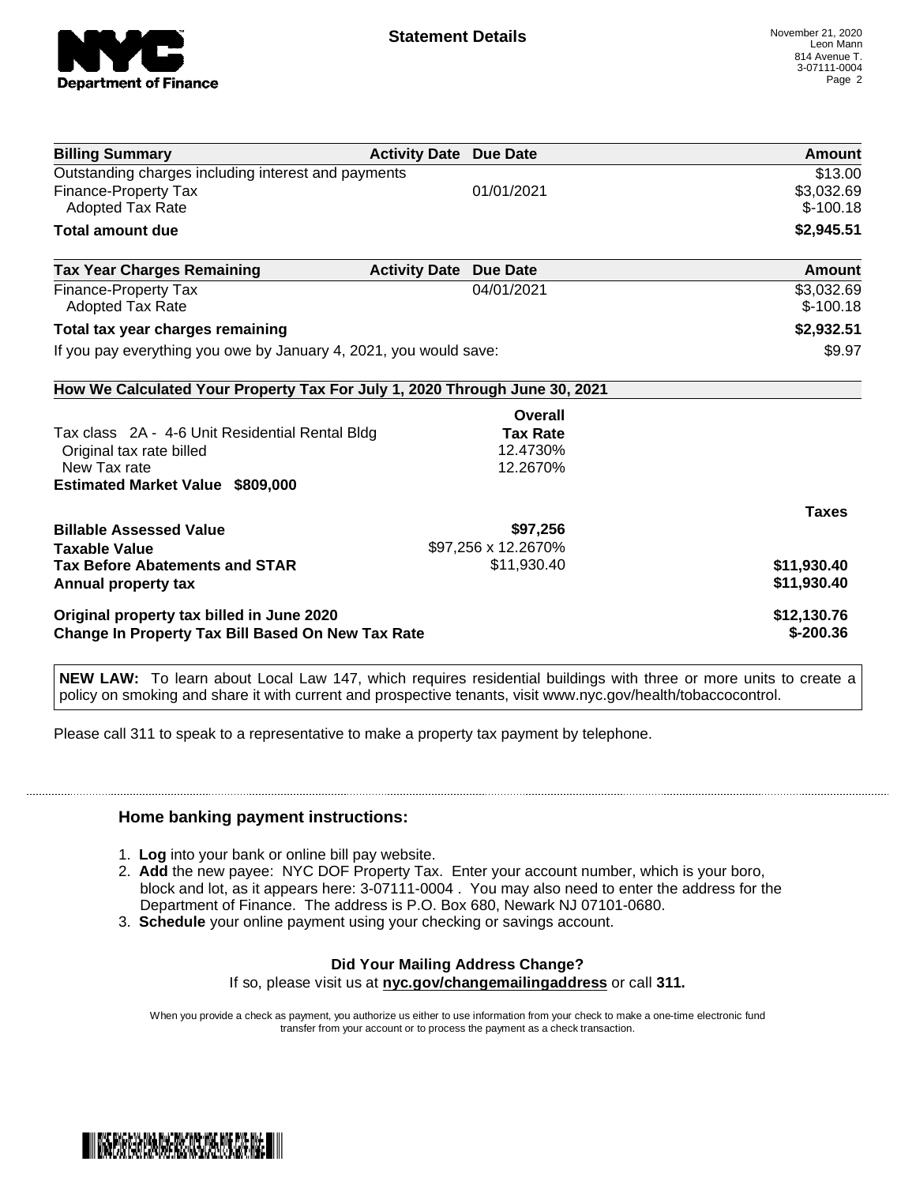# Statement Details

November 21, 2020
Leon Mann
814 Avenue T.
3-07111-0004

| Billing Summary | Activity Date | Due Date | Amount |
|---|---|---|---|
| Outstanding charges including interest and payments | | | $13.00 |
| Finance-Property Tax | | 01/01/2021 | $3,032.69 |
| Adopted Tax Rate | | | $-100.18 |
| **Total amount due** | | | **$2,945.51** |

| Tax Year Charges Remaining | Activity Date | Due Date | Amount |
|---|---|---|---|
| Finance-Property Tax | | 04/01/2021 | $3,032.69 |
| Adopted Tax Rate | | | $-100.18 |
| **Total tax year charges remaining** | | | **$2,932.51** |
| If you pay everything you owe by January 4, 2021, you would save: | | | $9.97 |

## How We Calculated Your Property Tax For July 1, 2020 Through June 30, 2021

| | Overall Tax Rate | Taxes |
|---|---|---|
| Tax class 2A - 4-6 Unit Residential Rental Bldg | | |
| Original tax rate billed | 12.4730% | |
| New Tax rate | 12.2670% | |
| **Estimated Market Value $809,000** | | |
| **Billable Assessed Value** | **$97,256** | |
| **Taxable Value** | $97,256 x 12.2670% | |
| **Tax Before Abatements and STAR** | $11,930.40 | **$11,930.40** |
| **Annual property tax** | | **$11,930.40** |
| **Original property tax billed in June 2020** | | **$12,130.76** |
| **Change In Property Tax Bill Based On New Tax Rate** | | **$-200.36** |

**NEW LAW:** To learn about Local Law 147, which requires residential buildings with three or more units to create a policy on smoking and share it with current and prospective tenants, visit www.nyc.gov/health/tobaccocontrol.

Please call 311 to speak to a representative to make a property tax payment by telephone.

### Home banking payment instructions:

1. **Log** into your bank or online bill pay website.
2. **Add** the new payee: NYC DOF Property Tax. Enter your account number, which is your boro, block and lot, as it appears here: 3-07111-0004 . You may also need to enter the address for the Department of Finance. The address is P.O. Box 680, Newark NJ 07101-0680.
3. **Schedule** your online payment using your checking or savings account.

**Did Your Mailing Address Change?**
If so, please visit us at **nyc.gov/changemailingaddress** or call **311.**

When you provide a check as payment, you authorize us either to use information from your check to make a one-time electronic fund transfer from your account or to process the payment as a check transaction.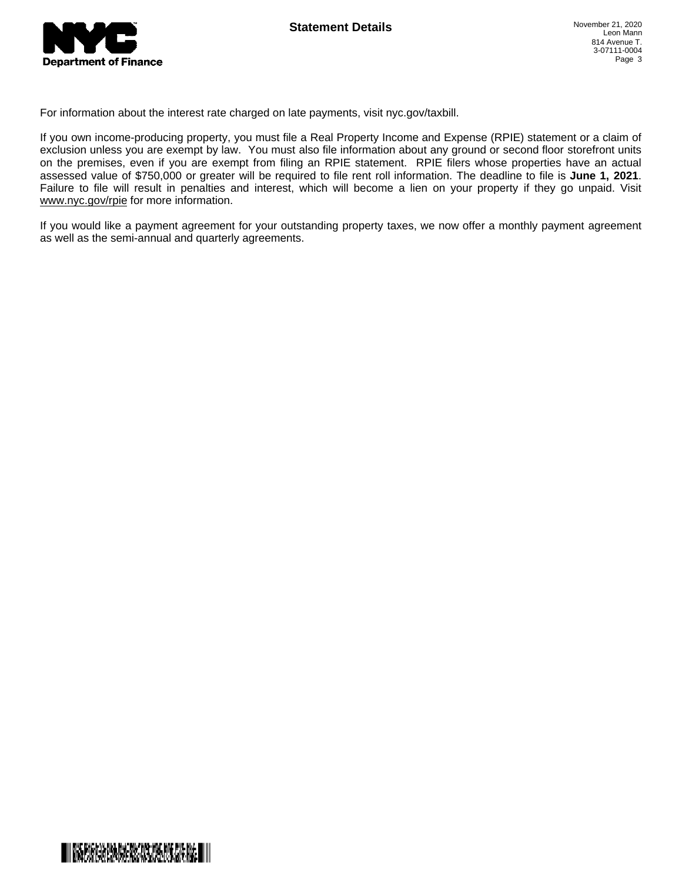For information about the interest rate charged on late payments, visit nyc.gov/taxbill.

If you own income-producing property, you must file a Real Property Income and Expense (RPIE) statement or a claim of exclusion unless you are exempt by law. You must also file information about any ground or second floor storefront units on the premises, even if you are exempt from filing an RPIE statement. RPIE filers whose properties have an actual assessed value of $750,000 or greater will be required to file rent roll information. The deadline to file is **June 1, 2021**. Failure to file will result in penalties and interest, which will become a lien on your property if they go unpaid. Visit www.nyc.gov/rpie for more information.

If you would like a payment agreement for your outstanding property taxes, we now offer a monthly payment agreement as well as the semi-annual and quarterly agreements.